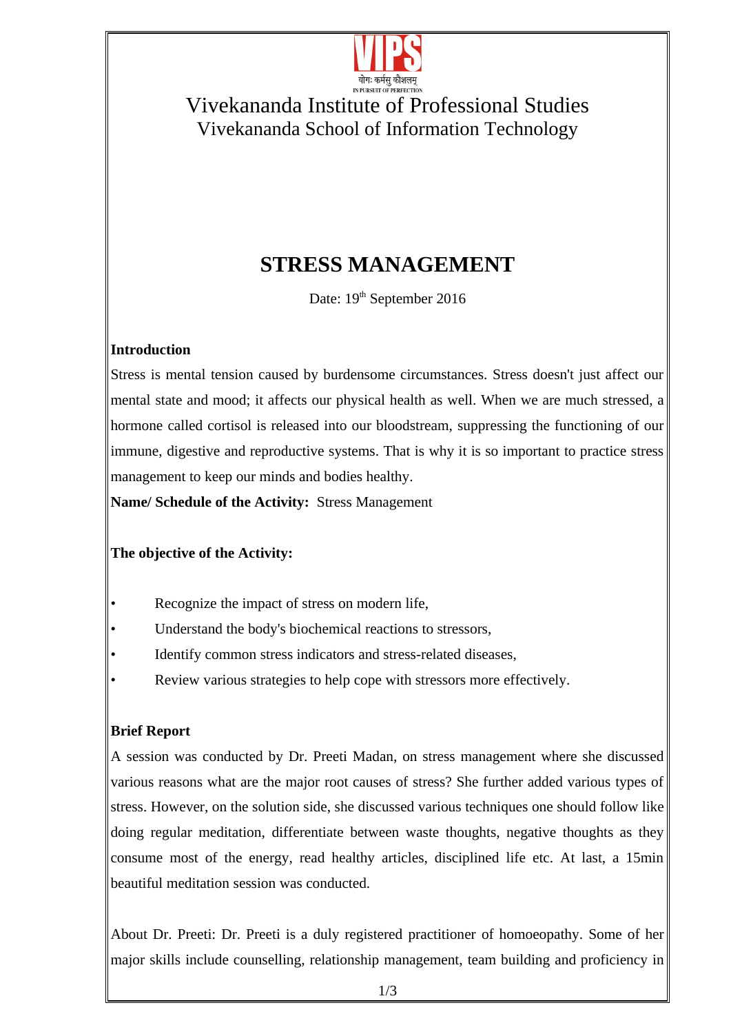Vivekananda Institute of Professional Studies

Vivekananda School of Information Technology

# STRESS MANAGEMENT

Date: 19th September 2016

**Introduction**

Stress is mental tension caused by burdensome circumstances. Stress doesn't just affect our mental state and mood; it affects our physical health as well. When we are much stressed, a hormone called cortisol is released into our bloodstream, suppressing the functioning of our immune, digestive and reproductive systems. That is why it is so important to practice stress management to keep our minds and bodies healthy.

**Name/ Schedule of the Activity:** Stress Management

**The objective of the Activity:**

- Recognize the impact of stress on modern life,
- Understand the body's biochemical reactions to stressors,
- Identify common stress indicators and stress-related diseases,
- Review various strategies to help cope with stressors more effectively.

**Brief Report**

A session was conducted by Dr. Preeti Madan, on stress management where she discussed various reasons what are the major root causes of stress? She further added various types of stress. However, on the solution side, she discussed various techniques one should follow like doing regular meditation, differentiate between waste thoughts, negative thoughts as they consume most of the energy, read healthy articles, disciplined life etc. At last, a 15min beautiful meditation session was conducted.

About Dr. Preeti: Dr. Preeti is a duly registered practitioner of homoeopathy. Some of her major skills include counselling, relationship management, team building and proficiency in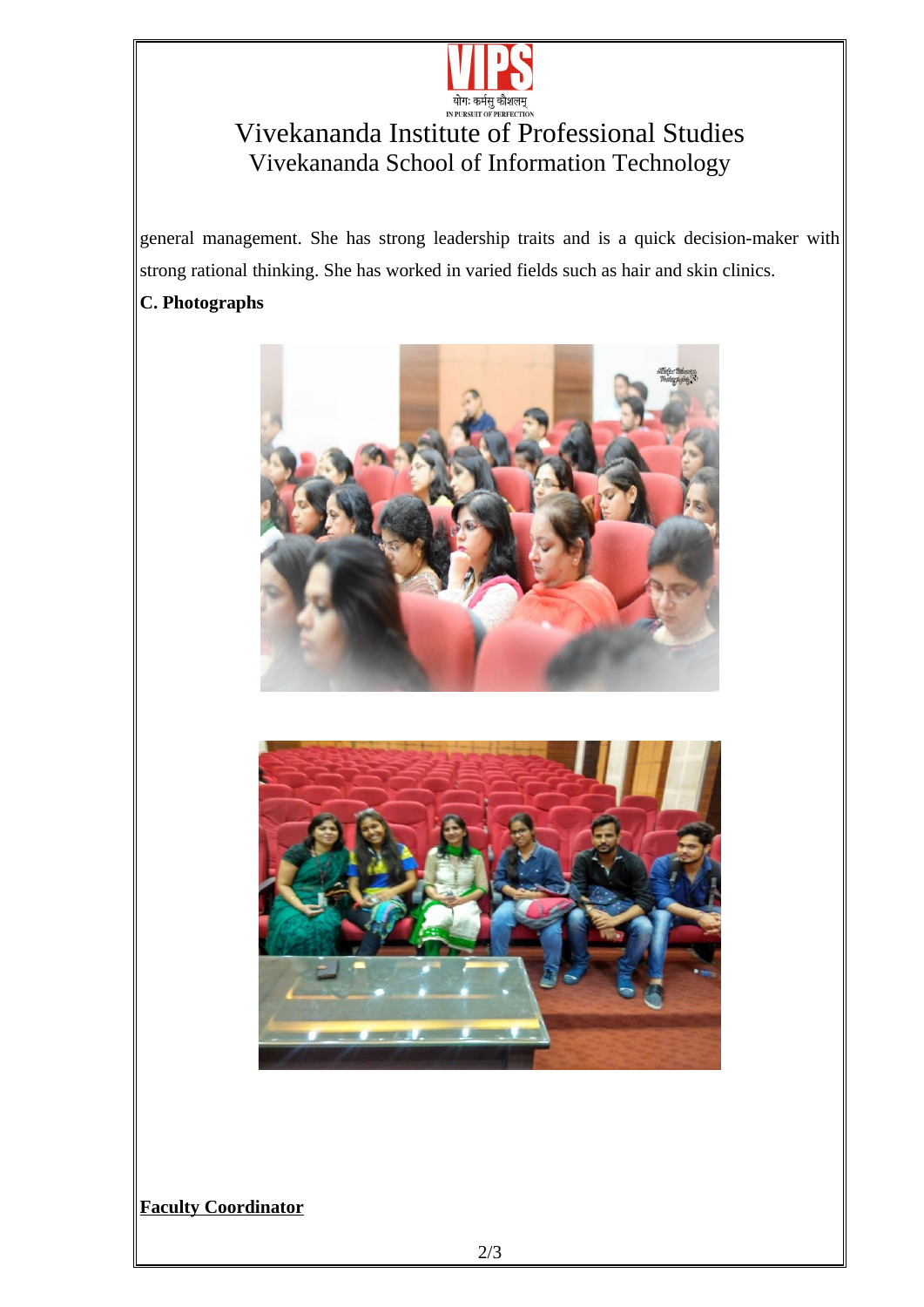general management. She has strong leadership traits and is a quick decision-maker with strong rational thinking. She has worked in varied fields such as hair and skin clinics.

**C. Photographs**

**Faculty Coordinator**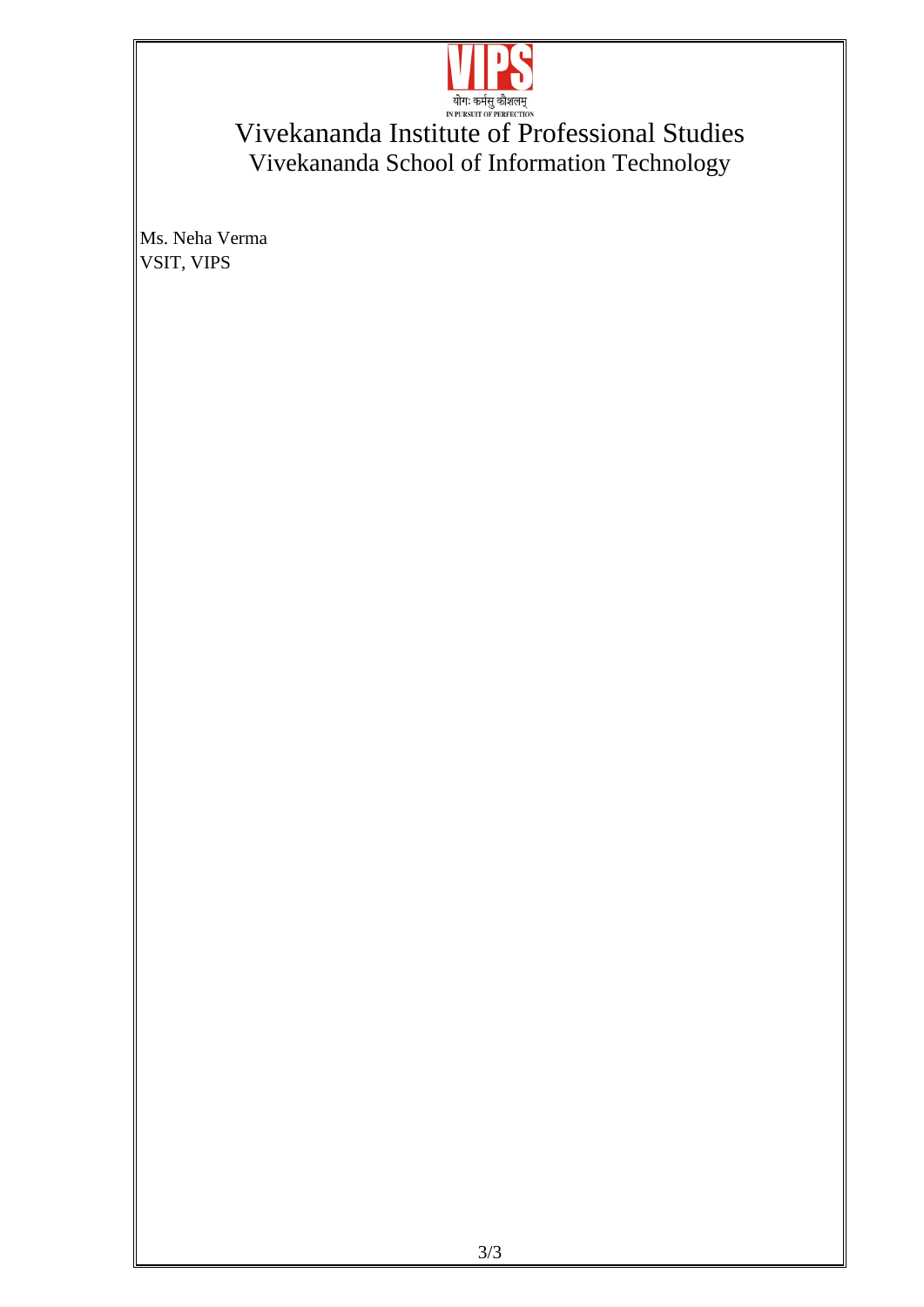योगः कर्मसु कौशलम्
IN PURSUIT OF PERFECTION

# Vivekananda Institute of Professional Studies

## Vivekananda School of Information Technology

Ms. Neha Verma
VSIT, VIPS